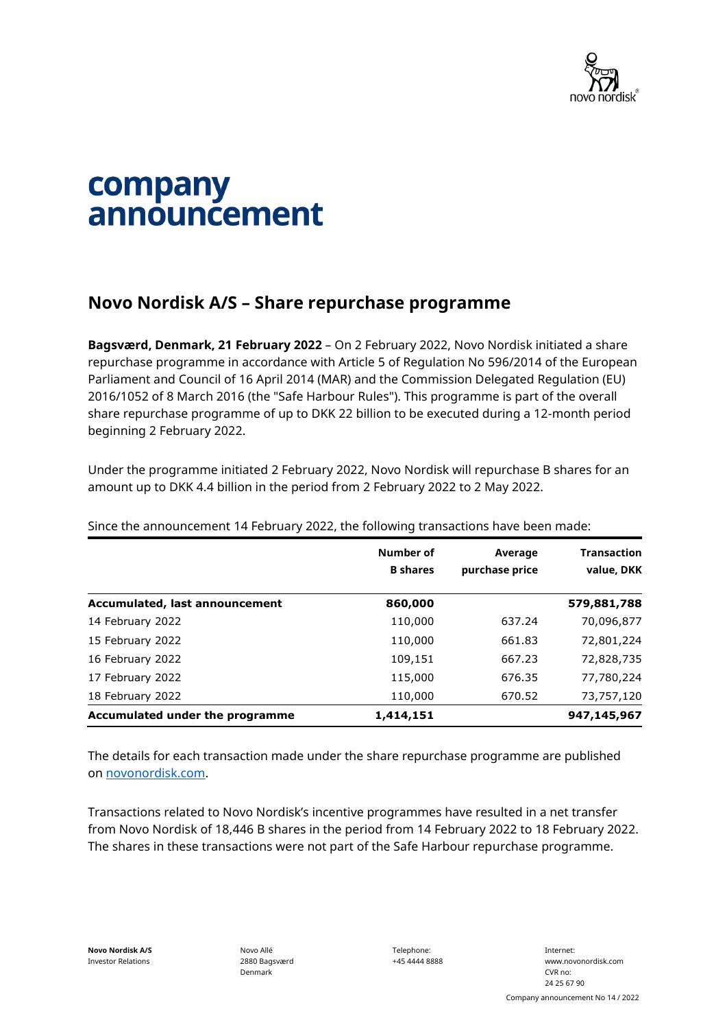# company announcement

## Novo Nordisk A/S – Share repurchase programme

**Bagsværd, Denmark, 21 February 2022** – On 2 February 2022, Novo Nordisk initiated a share repurchase programme in accordance with Article 5 of Regulation No 596/2014 of the European Parliament and Council of 16 April 2014 (MAR) and the Commission Delegated Regulation (EU) 2016/1052 of 8 March 2016 (the "Safe Harbour Rules"). This programme is part of the overall share repurchase programme of up to DKK 22 billion to be executed during a 12-month period beginning 2 February 2022.

Under the programme initiated 2 February 2022, Novo Nordisk will repurchase B shares for an amount up to DKK 4.4 billion in the period from 2 February 2022 to 2 May 2022.

Since the announcement 14 February 2022, the following transactions have been made:

| | Number of B shares | Average purchase price | Transaction value, DKK |
|---|---|---|---|
| **Accumulated, last announcement** | **860,000** | | **579,881,788** |
| 14 February 2022 | 110,000 | 637.24 | 70,096,877 |
| 15 February 2022 | 110,000 | 661.83 | 72,801,224 |
| 16 February 2022 | 109,151 | 667.23 | 72,828,735 |
| 17 February 2022 | 115,000 | 676.35 | 77,780,224 |
| 18 February 2022 | 110,000 | 670.52 | 73,757,120 |
| **Accumulated under the programme** | **1,414,151** | | **947,145,967** |

The details for each transaction made under the share repurchase programme are published on novonordisk.com.

Transactions related to Novo Nordisk's incentive programmes have resulted in a net transfer from Novo Nordisk of 18,446 B shares in the period from 14 February 2022 to 18 February 2022. The shares in these transactions were not part of the Safe Harbour repurchase programme.

**Novo Nordisk A/S**
Investor Relations

Novo Allé
2880 Bagsværd
Denmark

Telephone:
+45 4444 8888

Internet:
www.novonordisk.com
CVR no:
24 25 67 90

Company announcement No 14 / 2022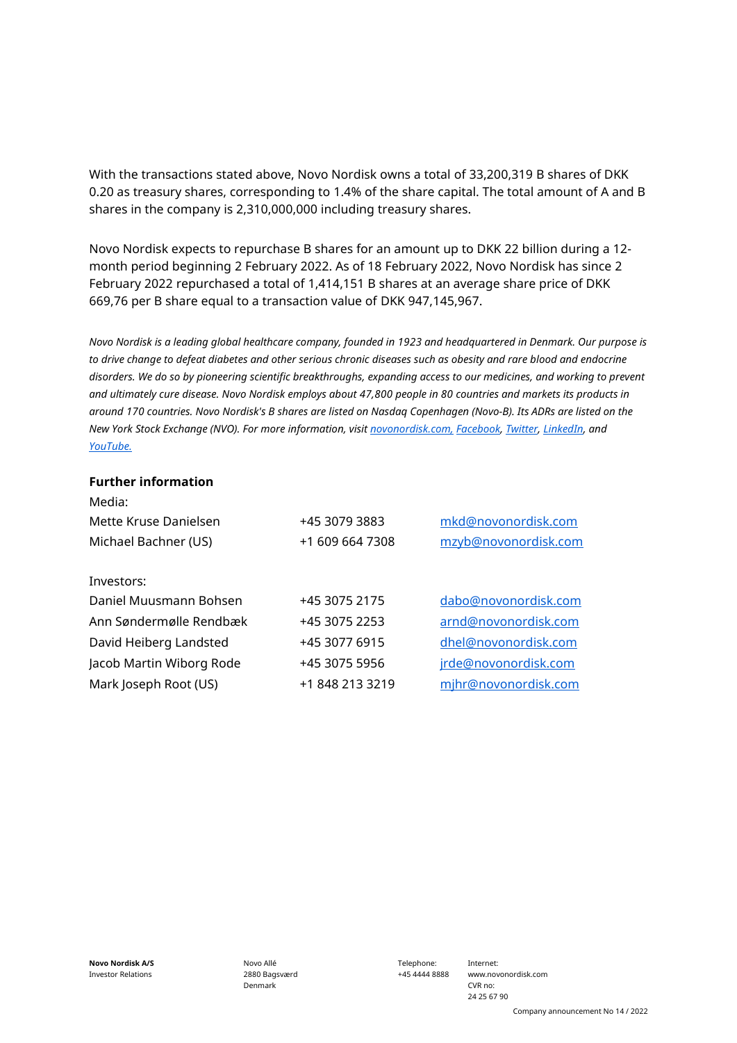With the transactions stated above, Novo Nordisk owns a total of 33,200,319 B shares of DKK 0.20 as treasury shares, corresponding to 1.4% of the share capital. The total amount of A and B shares in the company is 2,310,000,000 including treasury shares.

Novo Nordisk expects to repurchase B shares for an amount up to DKK 22 billion during a 12-month period beginning 2 February 2022. As of 18 February 2022, Novo Nordisk has since 2 February 2022 repurchased a total of 1,414,151 B shares at an average share price of DKK 669,76 per B share equal to a transaction value of DKK 947,145,967.

*Novo Nordisk is a leading global healthcare company, founded in 1923 and headquartered in Denmark. Our purpose is to drive change to defeat diabetes and other serious chronic diseases such as obesity and rare blood and endocrine disorders. We do so by pioneering scientific breakthroughs, expanding access to our medicines, and working to prevent and ultimately cure disease. Novo Nordisk employs about 47,800 people in 80 countries and markets its products in around 170 countries. Novo Nordisk's B shares are listed on Nasdaq Copenhagen (Novo-B). Its ADRs are listed on the New York Stock Exchange (NVO). For more information, visit novonordisk.com, Facebook, Twitter, LinkedIn, and YouTube.*

**Further information**

Media:

| | | |
|---|---|---|
| Mette Kruse Danielsen | +45 3079 3883 | mkd@novonordisk.com |
| Michael Bachner (US) | +1 609 664 7308 | mzyb@novonordisk.com |

Investors:

| | | |
|---|---|---|
| Daniel Muusmann Bohsen | +45 3075 2175 | dabo@novonordisk.com |
| Ann Søndermølle Rendbæk | +45 3075 2253 | arnd@novonordisk.com |
| David Heiberg Landsted | +45 3077 6915 | dhel@novonordisk.com |
| Jacob Martin Wiborg Rode | +45 3075 5956 | jrde@novonordisk.com |
| Mark Joseph Root (US) | +1 848 213 3219 | mjhr@novonordisk.com |

**Novo Nordisk A/S**
Investor Relations

Novo Allé
2880 Bagsværd
Denmark

Telephone:
+45 4444 8888

Internet:
www.novonordisk.com
CVR no:
24 25 67 90

Company announcement No 14 / 2022